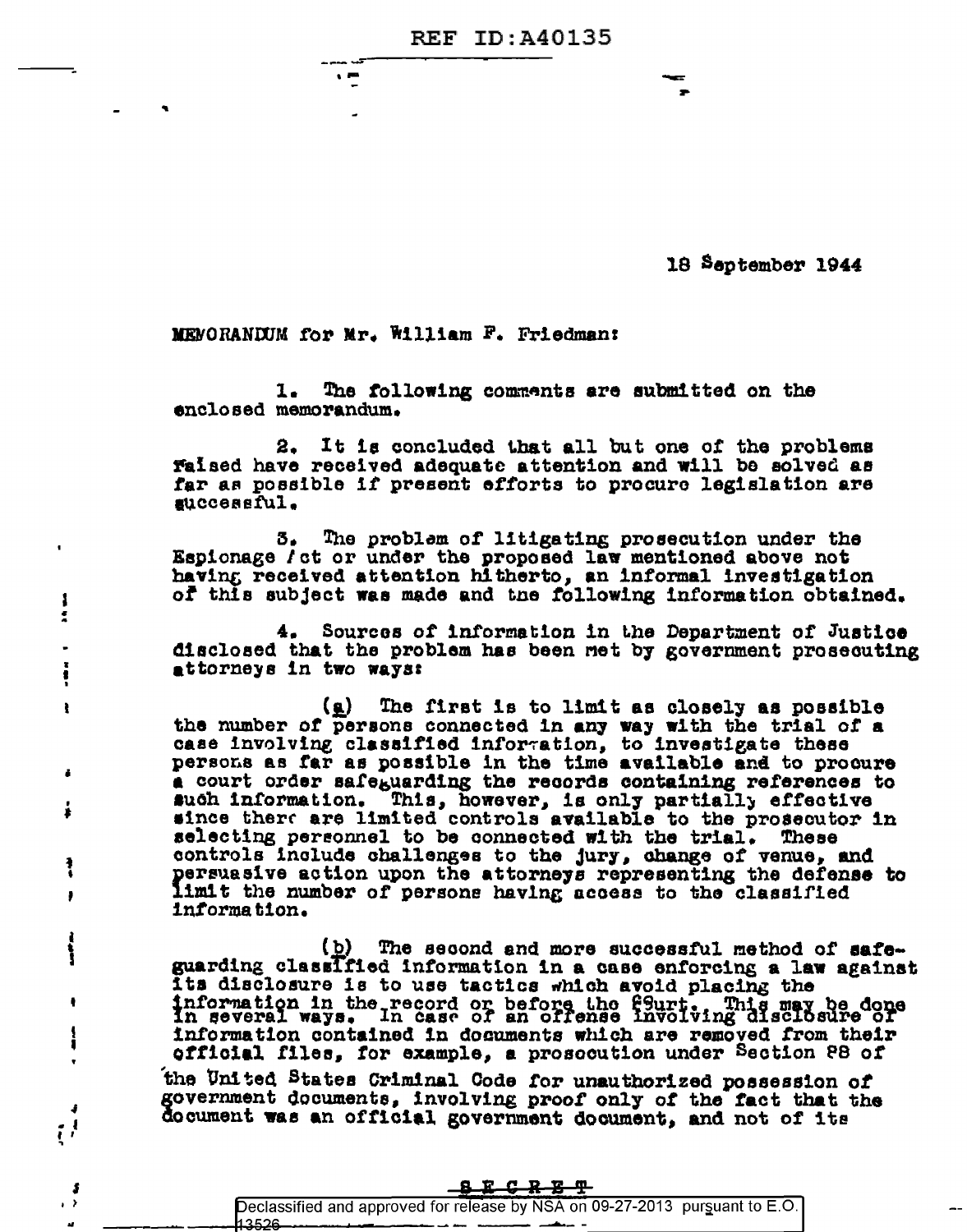18 September 1944

MEMORANDUM for Mr. William F. Friedman:

1. The following comments are submitted on the enclosed memorandum.

2. It is concluded that all but one of the problems raised have received adequate attention and will be solved as far as possible if present efforts to procure legislation are successful.

3. The problem of litigating prosecution under the Espionage Act or under the proposed law mentioned above not having received attention hitherto, an informal investigation of this subject was made and the following information obtained.

4. Sources of information in the Department of Justice disclosed that the problem has been met by government prosecuting attorneys in two ways:

(a) The first is to limit as closely as possible the number of persons connected in any way with the trial of a case involving classified information, to investigate these persons as far as possible in the time available and to procure a court order safeguarding the records containing references to such information. This, however, is only partially effective since there are limited controls available to the prosecutor in selecting personnel to be connected with the trial. These controls include challenges to the jury, change of venue, and persuasive action upon the attorneys representing the defense to limit the number of persons having access to the classified information.

(b) The second and more successful method of safeguarding classified information in a case enforcing a law against its disclosure is to use tactics which avoid placing the information in the record or before the Court. This may be done in several ways. In case of an offense involving disclosure of information contained in documents which are removed from their official files, for example, a prosecution under Section 88 of the United States Criminal Code for unauthorized possession of government documents, involving proof only of the fact that the document was an official government document, and not of its

SECRET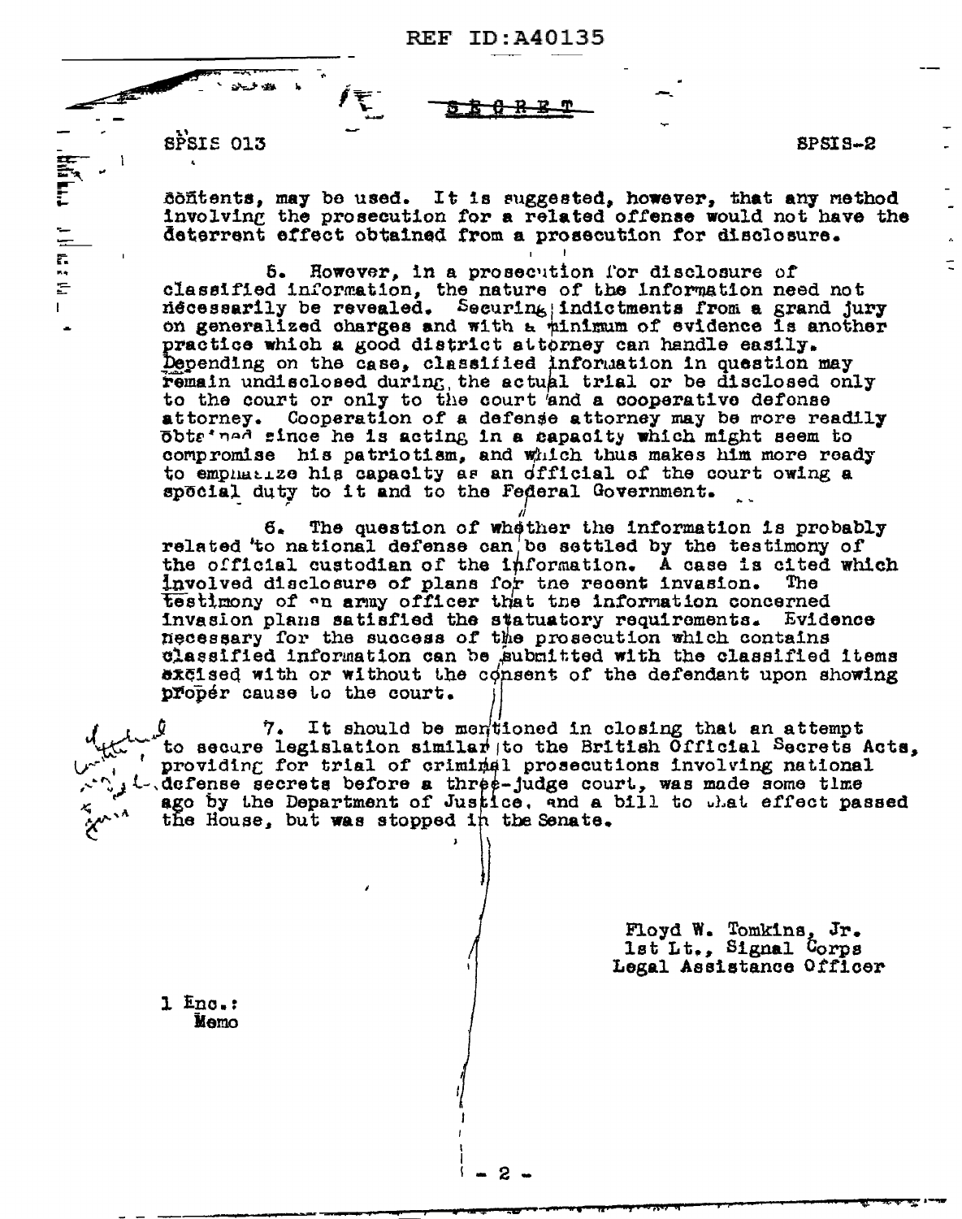SECRET

SPSIS 013

SPSIS-2

contents, may be used. It is suggested, however, that any method involving the prosecution for a related offense would not have the deterrent effect obtained from a prosecution for disclosure.

5. However, in a prosecution for disclosure of classified information, the nature of the information need not necessarily be revealed. Securing indictments from a grand jury on generalized charges and with a minimum of evidence is another practice which a good district attorney can handle easily. Depending on the case, classified information in question may remain undisclosed during the actual trial or be disclosed only to the court or only to the court and a cooperative defense attorney. Cooperation of a defense attorney may be more readily obtained since he is acting in a capacity which might seem to compromise his patriotism, and which thus makes him more ready to emphasize his capacity as an official of the court owing a special duty to it and to the Federal Government.

6. The question of whether the information is probably related to national defense can be settled by the testimony of the official custodian of the information. A case is cited which involved disclosure of plans for the recent invasion. The testimony of an army officer that the information concerned invasion plans satisfied the statuatory requirements. Evidence necessary for the success of the prosecution which contains classified information can be submitted with the classified items excised with or without the consent of the defendant upon showing proper cause to the court.

7. It should be mentioned in closing that an attempt to secure legislation similar to the British Official Secrets Acts, providing for trial of criminal prosecutions involving national defense secrets before a three-judge court, was made some time ago by the Department of Justice, and a bill to that effect passed the House, but was stopped in the Senate.

Floyd W. Tomkins, Jr.
1st Lt., Signal Corps
Legal Assistance Officer

1 Enc.:
Memo